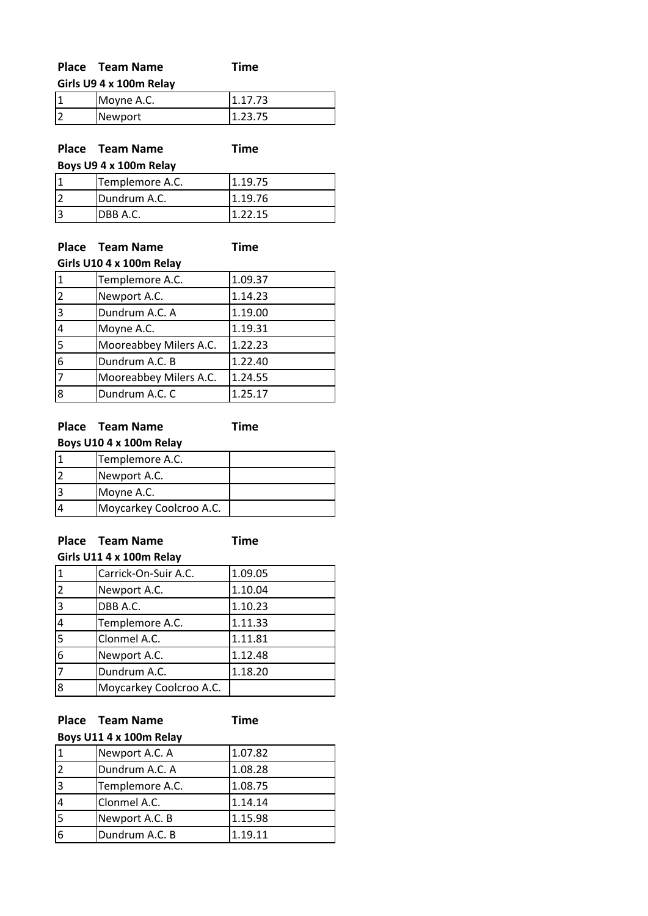### Girls U9 4 x 100m Relay

| Place | Team Name | Time |
|---|---|---|
| 1 | Moyne A.C. | 1.17.73 |
| 2 | Newport | 1.23.75 |

### Boys U9 4 x 100m Relay

| Place | Team Name | Time |
|---|---|---|
| 1 | Templemore A.C. | 1.19.75 |
| 2 | Dundrum A.C. | 1.19.76 |
| 3 | DBB A.C. | 1.22.15 |

### Girls U10 4 x 100m Relay

| Place | Team Name | Time |
|---|---|---|
| 1 | Templemore A.C. | 1.09.37 |
| 2 | Newport A.C. | 1.14.23 |
| 3 | Dundrum A.C. A | 1.19.00 |
| 4 | Moyne A.C. | 1.19.31 |
| 5 | Mooreabbey Milers A.C. | 1.22.23 |
| 6 | Dundrum A.C. B | 1.22.40 |
| 7 | Mooreabbey Milers A.C. | 1.24.55 |
| 8 | Dundrum A.C. C | 1.25.17 |

### Boys U10 4 x 100m Relay

| Place | Team Name | Time |
|---|---|---|
| 1 | Templemore A.C. | |
| 2 | Newport A.C. | |
| 3 | Moyne A.C. | |
| 4 | Moycarkey Coolcroo A.C. | |

### Girls U11 4 x 100m Relay

| Place | Team Name | Time |
|---|---|---|
| 1 | Carrick-On-Suir A.C. | 1.09.05 |
| 2 | Newport A.C. | 1.10.04 |
| 3 | DBB A.C. | 1.10.23 |
| 4 | Templemore A.C. | 1.11.33 |
| 5 | Clonmel A.C. | 1.11.81 |
| 6 | Newport A.C. | 1.12.48 |
| 7 | Dundrum A.C. | 1.18.20 |
| 8 | Moycarkey Coolcroo A.C. | |

### Boys U11 4 x 100m Relay

| Place | Team Name | Time |
|---|---|---|
| 1 | Newport A.C. A | 1.07.82 |
| 2 | Dundrum A.C. A | 1.08.28 |
| 3 | Templemore A.C. | 1.08.75 |
| 4 | Clonmel A.C. | 1.14.14 |
| 5 | Newport A.C. B | 1.15.98 |
| 6 | Dundrum A.C. B | 1.19.11 |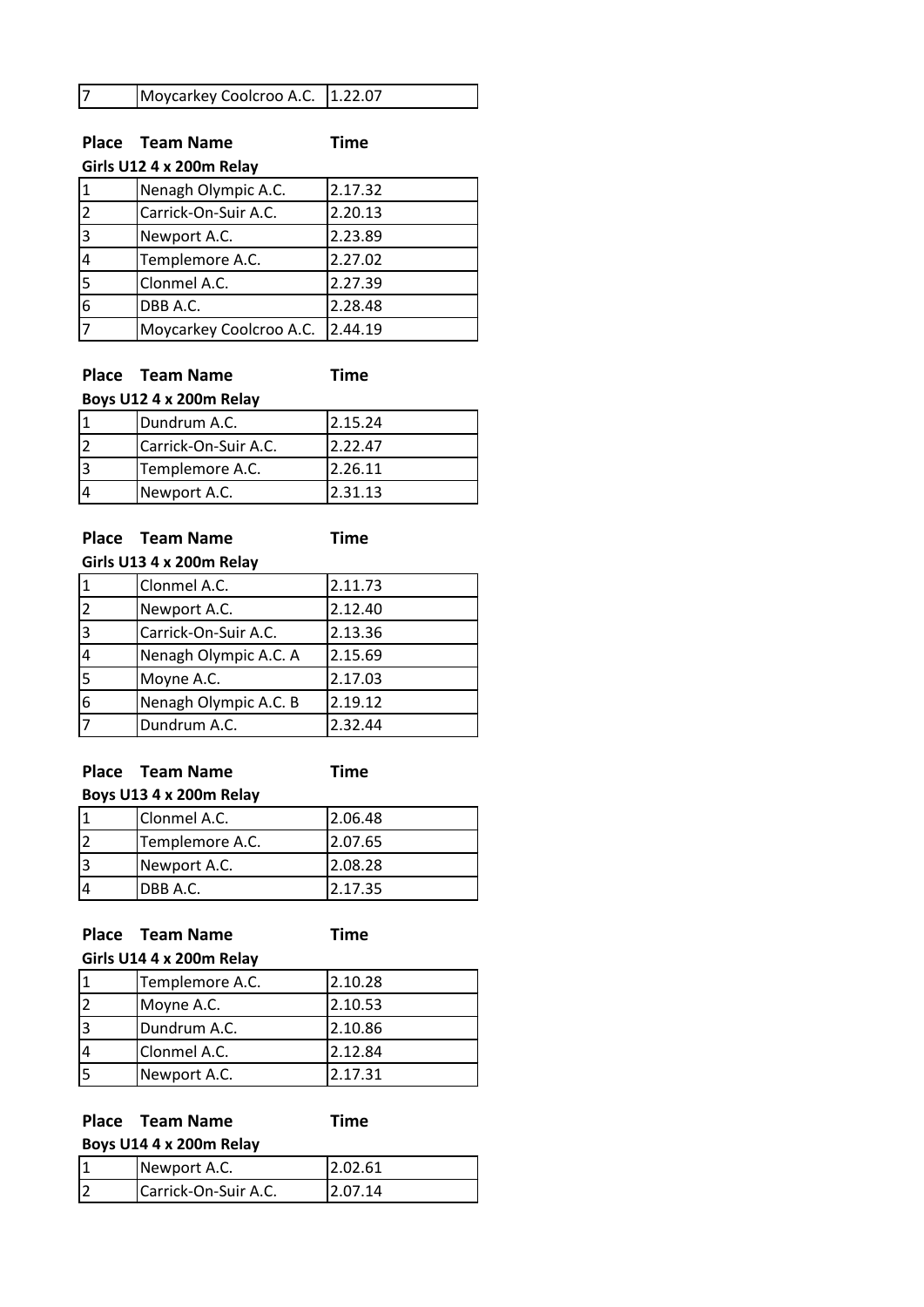| 7 | Moycarkey Coolcroo A.C. | 1.22.07 |
|---|---|---|

**Place Team Name Time**

**Girls U12 4 x 200m Relay**

| Place | Team Name | Time |
|---|---|---|
| 1 | Nenagh Olympic A.C. | 2.17.32 |
| 2 | Carrick-On-Suir A.C. | 2.20.13 |
| 3 | Newport A.C. | 2.23.89 |
| 4 | Templemore A.C. | 2.27.02 |
| 5 | Clonmel A.C. | 2.27.39 |
| 6 | DBB A.C. | 2.28.48 |
| 7 | Moycarkey Coolcroo A.C. | 2.44.19 |

**Boys U12 4 x 200m Relay**

| Place | Team Name | Time |
|---|---|---|
| 1 | Dundrum A.C. | 2.15.24 |
| 2 | Carrick-On-Suir A.C. | 2.22.47 |
| 3 | Templemore A.C. | 2.26.11 |
| 4 | Newport A.C. | 2.31.13 |

**Girls U13 4 x 200m Relay**

| Place | Team Name | Time |
|---|---|---|
| 1 | Clonmel A.C. | 2.11.73 |
| 2 | Newport A.C. | 2.12.40 |
| 3 | Carrick-On-Suir A.C. | 2.13.36 |
| 4 | Nenagh Olympic A.C. A | 2.15.69 |
| 5 | Moyne A.C. | 2.17.03 |
| 6 | Nenagh Olympic A.C. B | 2.19.12 |
| 7 | Dundrum A.C. | 2.32.44 |

**Boys U13 4 x 200m Relay**

| Place | Team Name | Time |
|---|---|---|
| 1 | Clonmel A.C. | 2.06.48 |
| 2 | Templemore A.C. | 2.07.65 |
| 3 | Newport A.C. | 2.08.28 |
| 4 | DBB A.C. | 2.17.35 |

**Girls U14 4 x 200m Relay**

| Place | Team Name | Time |
|---|---|---|
| 1 | Templemore A.C. | 2.10.28 |
| 2 | Moyne A.C. | 2.10.53 |
| 3 | Dundrum A.C. | 2.10.86 |
| 4 | Clonmel A.C. | 2.12.84 |
| 5 | Newport A.C. | 2.17.31 |

**Boys U14 4 x 200m Relay**

| Place | Team Name | Time |
|---|---|---|
| 1 | Newport A.C. | 2.02.61 |
| 2 | Carrick-On-Suir A.C. | 2.07.14 |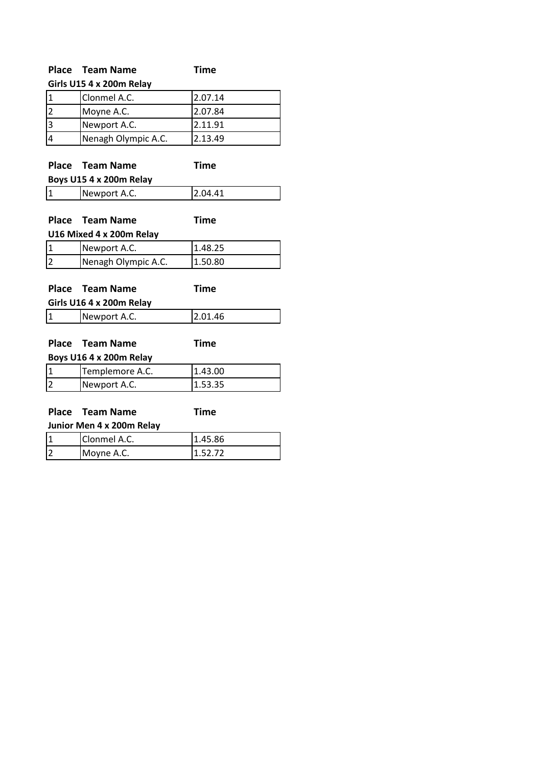| Place | Team Name | Time |
|---|---|---|
| **Girls U15 4 x 200m Relay** | | |
| 1 | Clonmel A.C. | 2.07.14 |
| 2 | Moyne A.C. | 2.07.84 |
| 3 | Newport A.C. | 2.11.91 |
| 4 | Nenagh Olympic A.C. | 2.13.49 |

| Place | Team Name | Time |
|---|---|---|
| **Boys U15 4 x 200m Relay** | | |
| 1 | Newport A.C. | 2.04.41 |

| Place | Team Name | Time |
|---|---|---|
| **U16 Mixed 4 x 200m Relay** | | |
| 1 | Newport A.C. | 1.48.25 |
| 2 | Nenagh Olympic A.C. | 1.50.80 |

| Place | Team Name | Time |
|---|---|---|
| **Girls U16 4 x 200m Relay** | | |
| 1 | Newport A.C. | 2.01.46 |

| Place | Team Name | Time |
|---|---|---|
| **Boys U16 4 x 200m Relay** | | |
| 1 | Templemore A.C. | 1.43.00 |
| 2 | Newport A.C. | 1.53.35 |

| Place | Team Name | Time |
|---|---|---|
| **Junior Men 4 x 200m Relay** | | |
| 1 | Clonmel A.C. | 1.45.86 |
| 2 | Moyne A.C. | 1.52.72 |